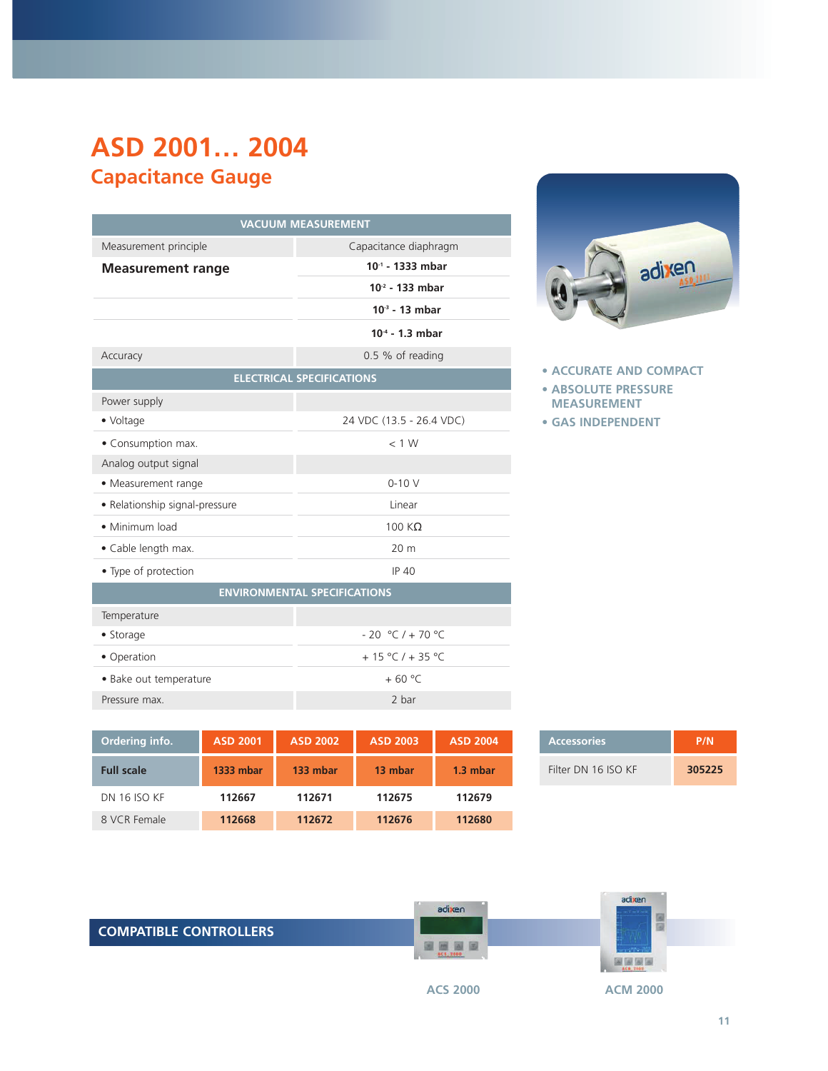# ASD 2001… 2004

## Capacitance Gauge

| VACUUM MEASUREMENT | |
|---|---|
| Measurement principle | Capacitance diaphragm |
| **Measurement range** | **$10^{-1}$ - 1333 mbar** |
| | **$10^{-2}$ - 133 mbar** |
| | **$10^{-3}$ - 13 mbar** |
| | **$10^{-4}$ - 1.3 mbar** |
| Accuracy | 0.5 % of reading |
| **ELECTRICAL SPECIFICATIONS** | |
| Power supply | |
| • Voltage | 24 VDC (13.5 - 26.4 VDC) |
| • Consumption max. | < 1 W |
| Analog output signal | |
| • Measurement range | 0-10 V |
| • Relationship signal-pressure | Linear |
| • Minimum load | 100 KΩ |
| • Cable length max. | 20 m |
| • Type of protection | IP 40 |
| **ENVIRONMENTAL SPECIFICATIONS** | |
| Temperature | |
| • Storage | - 20 °C / + 70 °C |
| • Operation | + 15 °C / + 35 °C |
| • Bake out temperature | + 60 °C |
| Pressure max. | 2 bar |

- ACCURATE AND COMPACT
- ABSOLUTE PRESSURE MEASUREMENT
- GAS INDEPENDENT

| Ordering info. | ASD 2001 | ASD 2002 | ASD 2003 | ASD 2004 |
|---|---|---|---|---|
| **Full scale** | 1333 mbar | 133 mbar | 13 mbar | 1.3 mbar |
| DN 16 ISO KF | **112667** | **112671** | **112675** | **112679** |
| 8 VCR Female | **112668** | **112672** | **112676** | **112680** |

| Accessories | P/N |
|---|---|
| Filter DN 16 ISO KF | **305225** |

## COMPATIBLE CONTROLLERS

ACS 2000

ACM 2000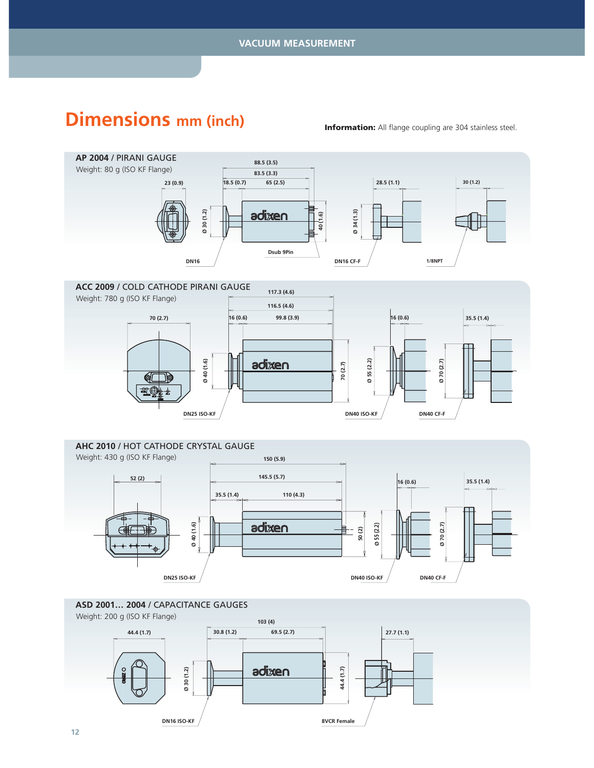# Dimensions mm (inch)

**Information:** All flange coupling are 304 stainless steel.

## AP 2004 / PIRANI GAUGE

Weight: 80 g (ISO KF Flange)

23 (0.9)
88.5 (3.5)
83.5 (3.3)
18.5 (0.7)
65 (2.5)
Ø 30 (1.2)
40 (1.6)
Dsub 9Pin
DN16
28.5 (1.1)
Ø 34 (1.3)
DN16 CF-F
30 (1.2)
1/8NPT

## ACC 2009 / COLD CATHODE PIRANI GAUGE

Weight: 780 g (ISO KF Flange)

70 (2.7)
117.3 (4.6)
116.5 (4.6)
16 (0.6)
99.8 (3.9)
Ø 40 (1.6)
70 (2.7)
DN25 ISO-KF
16 (0.6)
Ø 55 (2.2)
DN40 ISO-KF
35.5 (1.4)
Ø 70 (2.7)
DN40 CF-F

## AHC 2010 / HOT CATHODE CRYSTAL GAUGE

Weight: 430 g (ISO KF Flange)

52 (2)
150 (5.9)
145.5 (5.7)
35.5 (1.4)
110 (4.3)
Ø 40 (1.6)
50 (2)
DN25 ISO-KF
16 (0.6)
Ø 55 (2.2)
DN40 ISO-KF
35.5 (1.4)
Ø 70 (2.7)
DN40 CF-F

## ASD 2001... 2004 / CAPACITANCE GAUGES

Weight: 200 g (ISO KF Flange)

44.4 (1.7)
103 (4)
30.8 (1.2)
69.5 (2.7)
Ø 30 (1.2)
44.4 (1.7)
DN16 ISO-KF
27.7 (1.1)
8VCR Female